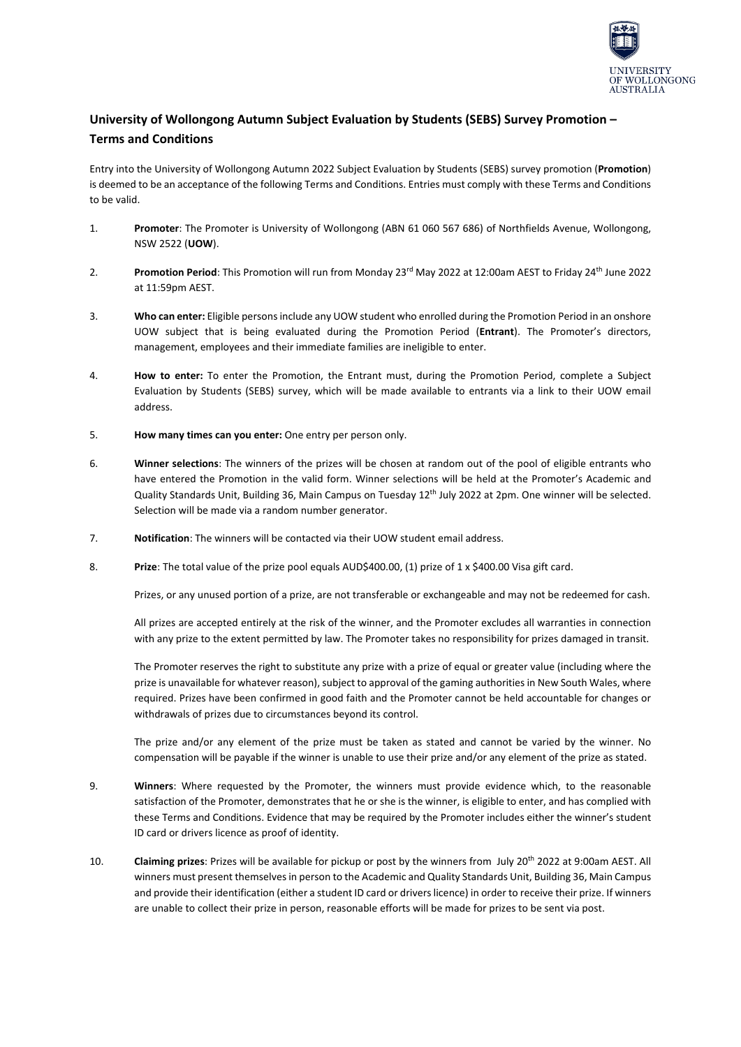## University of Wollongong Autumn Subject Evaluation by Students (SEBS) Survey Promotion – Terms and Conditions

Entry into the University of Wollongong Autumn 2022 Subject Evaluation by Students (SEBS) survey promotion (**Promotion**) is deemed to be an acceptance of the following Terms and Conditions. Entries must comply with these Terms and Conditions to be valid.

1. **Promoter**: The Promoter is University of Wollongong (ABN 61 060 567 686) of Northfields Avenue, Wollongong, NSW 2522 (**UOW**).

2. **Promotion Period**: This Promotion will run from Monday 23rd May 2022 at 12:00am AEST to Friday 24th June 2022 at 11:59pm AEST.

3. **Who can enter:** Eligible persons include any UOW student who enrolled during the Promotion Period in an onshore UOW subject that is being evaluated during the Promotion Period (**Entrant**). The Promoter's directors, management, employees and their immediate families are ineligible to enter.

4. **How to enter:** To enter the Promotion, the Entrant must, during the Promotion Period, complete a Subject Evaluation by Students (SEBS) survey, which will be made available to entrants via a link to their UOW email address.

5. **How many times can you enter:** One entry per person only.

6. **Winner selections**: The winners of the prizes will be chosen at random out of the pool of eligible entrants who have entered the Promotion in the valid form. Winner selections will be held at the Promoter's Academic and Quality Standards Unit, Building 36, Main Campus on Tuesday 12th July 2022 at 2pm. One winner will be selected. Selection will be made via a random number generator.

7. **Notification**: The winners will be contacted via their UOW student email address.

8. **Prize**: The total value of the prize pool equals AUD$400.00, (1) prize of 1 x $400.00 Visa gift card.

   Prizes, or any unused portion of a prize, are not transferable or exchangeable and may not be redeemed for cash.

   All prizes are accepted entirely at the risk of the winner, and the Promoter excludes all warranties in connection with any prize to the extent permitted by law. The Promoter takes no responsibility for prizes damaged in transit.

   The Promoter reserves the right to substitute any prize with a prize of equal or greater value (including where the prize is unavailable for whatever reason), subject to approval of the gaming authorities in New South Wales, where required. Prizes have been confirmed in good faith and the Promoter cannot be held accountable for changes or withdrawals of prizes due to circumstances beyond its control.

   The prize and/or any element of the prize must be taken as stated and cannot be varied by the winner. No compensation will be payable if the winner is unable to use their prize and/or any element of the prize as stated.

9. **Winners**: Where requested by the Promoter, the winners must provide evidence which, to the reasonable satisfaction of the Promoter, demonstrates that he or she is the winner, is eligible to enter, and has complied with these Terms and Conditions. Evidence that may be required by the Promoter includes either the winner's student ID card or drivers licence as proof of identity.

10. **Claiming prizes**: Prizes will be available for pickup or post by the winners from July 20th 2022 at 9:00am AEST. All winners must present themselves in person to the Academic and Quality Standards Unit, Building 36, Main Campus and provide their identification (either a student ID card or drivers licence) in order to receive their prize. If winners are unable to collect their prize in person, reasonable efforts will be made for prizes to be sent via post.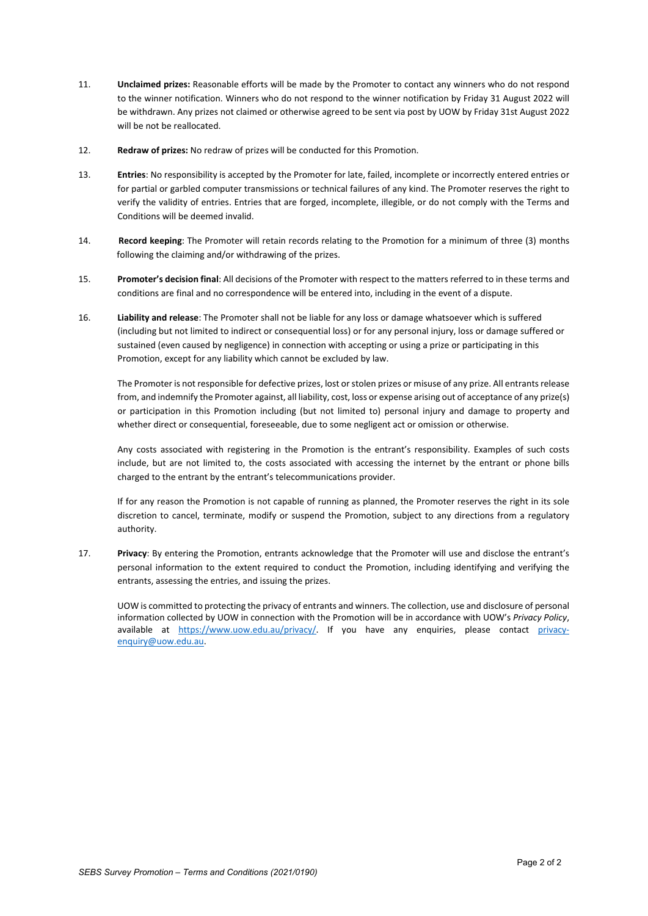11. **Unclaimed prizes:** Reasonable efforts will be made by the Promoter to contact any winners who do not respond to the winner notification. Winners who do not respond to the winner notification by Friday 31 August 2022 will be withdrawn. Any prizes not claimed or otherwise agreed to be sent via post by UOW by Friday 31st August 2022 will be not be reallocated.

12. **Redraw of prizes:** No redraw of prizes will be conducted for this Promotion.

13. **Entries**: No responsibility is accepted by the Promoter for late, failed, incomplete or incorrectly entered entries or for partial or garbled computer transmissions or technical failures of any kind. The Promoter reserves the right to verify the validity of entries. Entries that are forged, incomplete, illegible, or do not comply with the Terms and Conditions will be deemed invalid.

14. **Record keeping**: The Promoter will retain records relating to the Promotion for a minimum of three (3) months following the claiming and/or withdrawing of the prizes.

15. **Promoter's decision final**: All decisions of the Promoter with respect to the matters referred to in these terms and conditions are final and no correspondence will be entered into, including in the event of a dispute.

16. **Liability and release**: The Promoter shall not be liable for any loss or damage whatsoever which is suffered (including but not limited to indirect or consequential loss) or for any personal injury, loss or damage suffered or sustained (even caused by negligence) in connection with accepting or using a prize or participating in this Promotion, except for any liability which cannot be excluded by law.

    The Promoter is not responsible for defective prizes, lost or stolen prizes or misuse of any prize. All entrants release from, and indemnify the Promoter against, all liability, cost, loss or expense arising out of acceptance of any prize(s) or participation in this Promotion including (but not limited to) personal injury and damage to property and whether direct or consequential, foreseeable, due to some negligent act or omission or otherwise.

    Any costs associated with registering in the Promotion is the entrant's responsibility. Examples of such costs include, but are not limited to, the costs associated with accessing the internet by the entrant or phone bills charged to the entrant by the entrant's telecommunications provider.

    If for any reason the Promotion is not capable of running as planned, the Promoter reserves the right in its sole discretion to cancel, terminate, modify or suspend the Promotion, subject to any directions from a regulatory authority.

17. **Privacy**: By entering the Promotion, entrants acknowledge that the Promoter will use and disclose the entrant's personal information to the extent required to conduct the Promotion, including identifying and verifying the entrants, assessing the entries, and issuing the prizes.

    UOW is committed to protecting the privacy of entrants and winners. The collection, use and disclosure of personal information collected by UOW in connection with the Promotion will be in accordance with UOW's *Privacy Policy*, available at https://www.uow.edu.au/privacy/. If you have any enquiries, please contact privacy-enquiry@uow.edu.au.